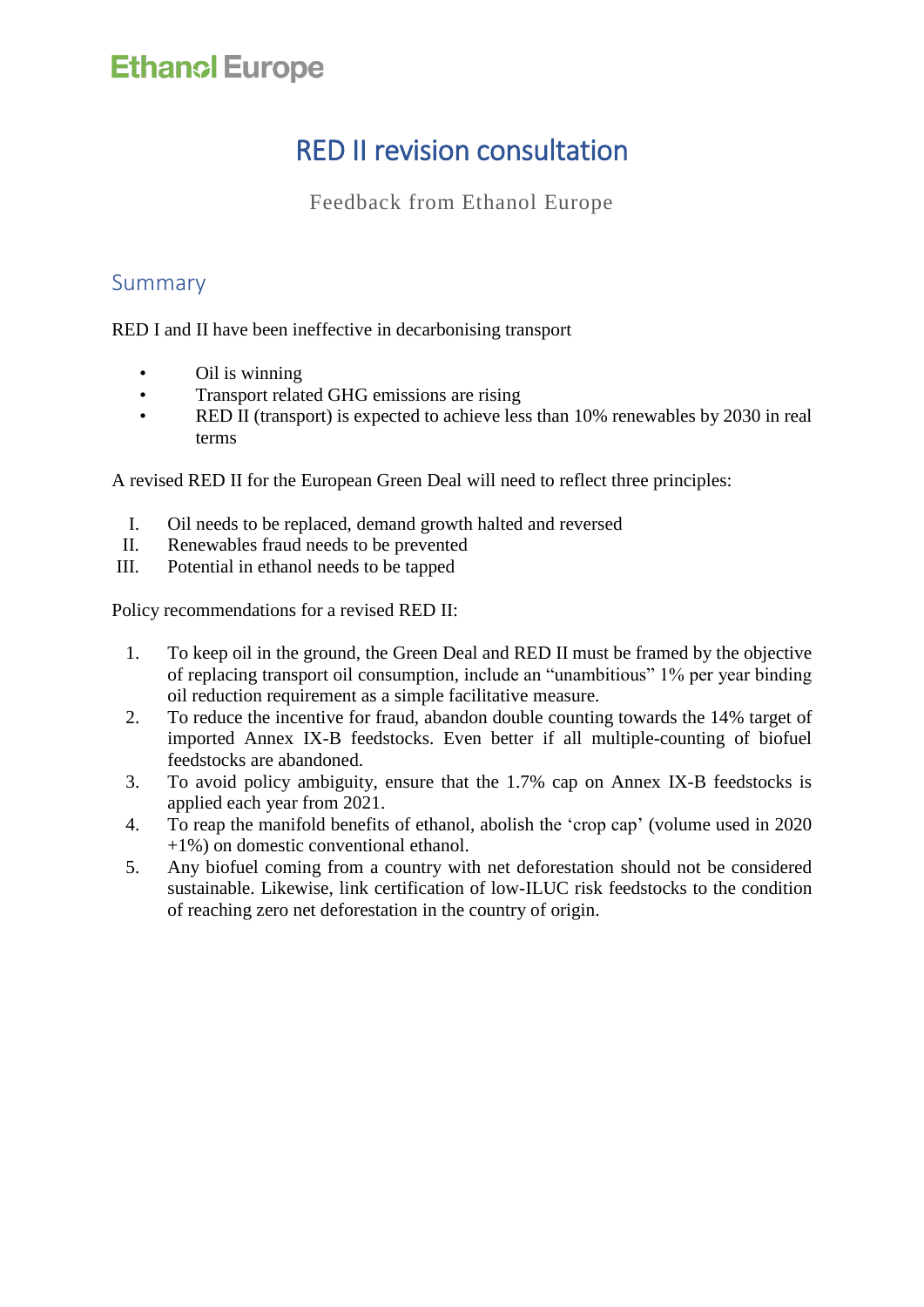Ethanol Europe

# RED II revision consultation

Feedback from Ethanol Europe

## Summary

RED I and II have been ineffective in decarbonising transport

- Oil is winning
- Transport related GHG emissions are rising
- RED II (transport) is expected to achieve less than 10% renewables by 2030 in real terms

A revised RED II for the European Green Deal will need to reflect three principles:

I. Oil needs to be replaced, demand growth halted and reversed
II. Renewables fraud needs to be prevented
III. Potential in ethanol needs to be tapped

Policy recommendations for a revised RED II:

1. To keep oil in the ground, the Green Deal and RED II must be framed by the objective of replacing transport oil consumption, include an "unambitious" 1% per year binding oil reduction requirement as a simple facilitative measure.
2. To reduce the incentive for fraud, abandon double counting towards the 14% target of imported Annex IX-B feedstocks. Even better if all multiple-counting of biofuel feedstocks are abandoned.
3. To avoid policy ambiguity, ensure that the 1.7% cap on Annex IX-B feedstocks is applied each year from 2021.
4. To reap the manifold benefits of ethanol, abolish the 'crop cap' (volume used in 2020 +1%) on domestic conventional ethanol.
5. Any biofuel coming from a country with net deforestation should not be considered sustainable. Likewise, link certification of low-ILUC risk feedstocks to the condition of reaching zero net deforestation in the country of origin.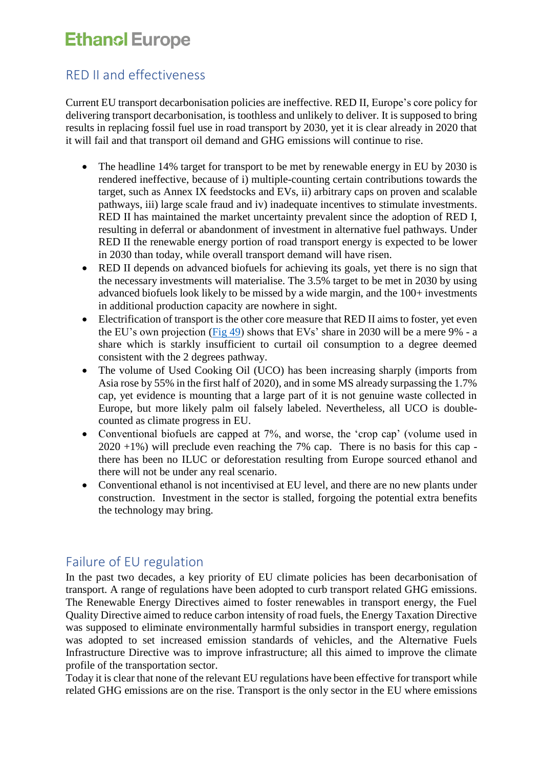## RED II and effectiveness

Current EU transport decarbonisation policies are ineffective. RED II, Europe's core policy for delivering transport decarbonisation, is toothless and unlikely to deliver. It is supposed to bring results in replacing fossil fuel use in road transport by 2030, yet it is clear already in 2020 that it will fail and that transport oil demand and GHG emissions will continue to rise.

- The headline 14% target for transport to be met by renewable energy in EU by 2030 is rendered ineffective, because of i) multiple-counting certain contributions towards the target, such as Annex IX feedstocks and EVs, ii) arbitrary caps on proven and scalable pathways, iii) large scale fraud and iv) inadequate incentives to stimulate investments. RED II has maintained the market uncertainty prevalent since the adoption of RED I, resulting in deferral or abandonment of investment in alternative fuel pathways. Under RED II the renewable energy portion of road transport energy is expected to be lower in 2030 than today, while overall transport demand will have risen.
- RED II depends on advanced biofuels for achieving its goals, yet there is no sign that the necessary investments will materialise. The 3.5% target to be met in 2030 by using advanced biofuels look likely to be missed by a wide margin, and the 100+ investments in additional production capacity are nowhere in sight.
- Electrification of transport is the other core measure that RED II aims to foster, yet even the EU's own projection (Fig 49) shows that EVs' share in 2030 will be a mere 9% - a share which is starkly insufficient to curtail oil consumption to a degree deemed consistent with the 2 degrees pathway.
- The volume of Used Cooking Oil (UCO) has been increasing sharply (imports from Asia rose by 55% in the first half of 2020), and in some MS already surpassing the 1.7% cap, yet evidence is mounting that a large part of it is not genuine waste collected in Europe, but more likely palm oil falsely labeled. Nevertheless, all UCO is double-counted as climate progress in EU.
- Conventional biofuels are capped at 7%, and worse, the 'crop cap' (volume used in 2020 +1%) will preclude even reaching the 7% cap. There is no basis for this cap - there has been no ILUC or deforestation resulting from Europe sourced ethanol and there will not be under any real scenario.
- Conventional ethanol is not incentivised at EU level, and there are no new plants under construction. Investment in the sector is stalled, forgoing the potential extra benefits the technology may bring.

## Failure of EU regulation

In the past two decades, a key priority of EU climate policies has been decarbonisation of transport. A range of regulations have been adopted to curb transport related GHG emissions. The Renewable Energy Directives aimed to foster renewables in transport energy, the Fuel Quality Directive aimed to reduce carbon intensity of road fuels, the Energy Taxation Directive was supposed to eliminate environmentally harmful subsidies in transport energy, regulation was adopted to set increased emission standards of vehicles, and the Alternative Fuels Infrastructure Directive was to improve infrastructure; all this aimed to improve the climate profile of the transportation sector.

Today it is clear that none of the relevant EU regulations have been effective for transport while related GHG emissions are on the rise. Transport is the only sector in the EU where emissions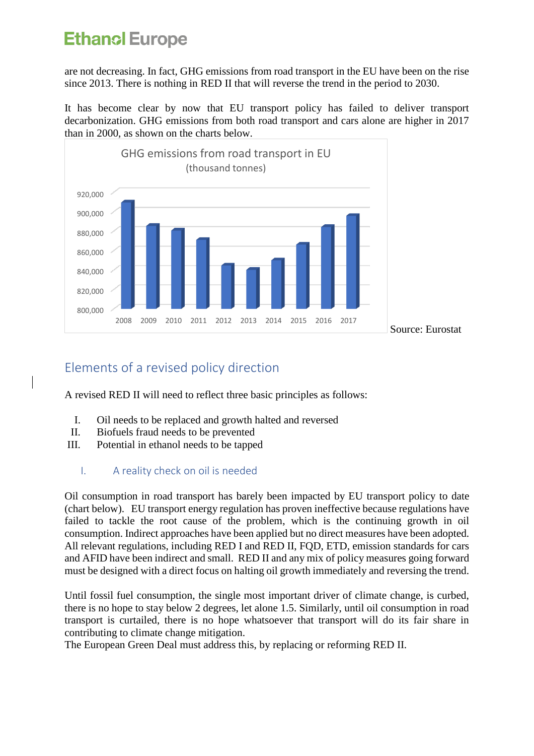are not decreasing. In fact, GHG emissions from road transport in the EU have been on the rise since 2013. There is nothing in RED II that will reverse the trend in the period to 2030.

It has become clear by now that EU transport policy has failed to deliver transport decarbonization. GHG emissions from both road transport and cars alone are higher in 2017 than in 2000, as shown on the charts below.

GHG emissions from road transport in EU (thousand tonnes)

Source: Eurostat

## Elements of a revised policy direction

A revised RED II will need to reflect three basic principles as follows:

I. Oil needs to be replaced and growth halted and reversed
II. Biofuels fraud needs to be prevented
III. Potential in ethanol needs to be tapped

### I. A reality check on oil is needed

Oil consumption in road transport has barely been impacted by EU transport policy to date (chart below). EU transport energy regulation has proven ineffective because regulations have failed to tackle the root cause of the problem, which is the continuing growth in oil consumption. Indirect approaches have been applied but no direct measures have been adopted. All relevant regulations, including RED I and RED II, FQD, ETD, emission standards for cars and AFID have been indirect and small. RED II and any mix of policy measures going forward must be designed with a direct focus on halting oil growth immediately and reversing the trend.

Until fossil fuel consumption, the single most important driver of climate change, is curbed, there is no hope to stay below 2 degrees, let alone 1.5. Similarly, until oil consumption in road transport is curtailed, there is no hope whatsoever that transport will do its fair share in contributing to climate change mitigation.
The European Green Deal must address this, by replacing or reforming RED II.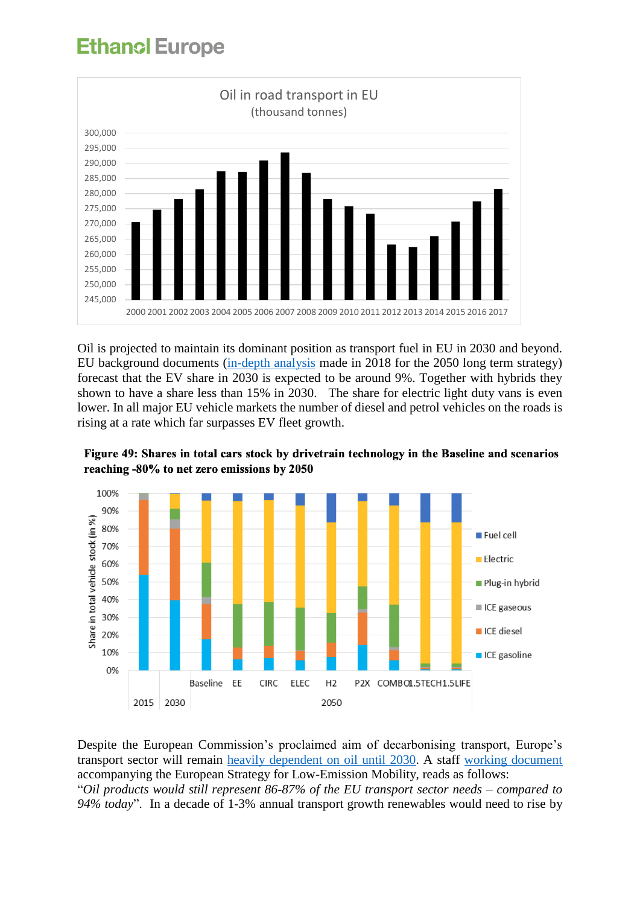Oil is projected to maintain its dominant position as transport fuel in EU in 2030 and beyond. EU background documents (in-depth analysis made in 2018 for the 2050 long term strategy) forecast that the EV share in 2030 is expected to be around 9%. Together with hybrids they shown to have a share less than 15% in 2030. The share for electric light duty vans is even lower. In all major EU vehicle markets the number of diesel and petrol vehicles on the roads is rising at a rate which far surpasses EV fleet growth.

**Figure 49: Shares in total cars stock by drivetrain technology in the Baseline and scenarios reaching -80% to net zero emissions by 2050**

Despite the European Commission's proclaimed aim of decarbonising transport, Europe's transport sector will remain heavily dependent on oil until 2030. A staff working document accompanying the European Strategy for Low-Emission Mobility, reads as follows: "*Oil products would still represent 86-87% of the EU transport sector needs – compared to 94% today*". In a decade of 1-3% annual transport growth renewables would need to rise by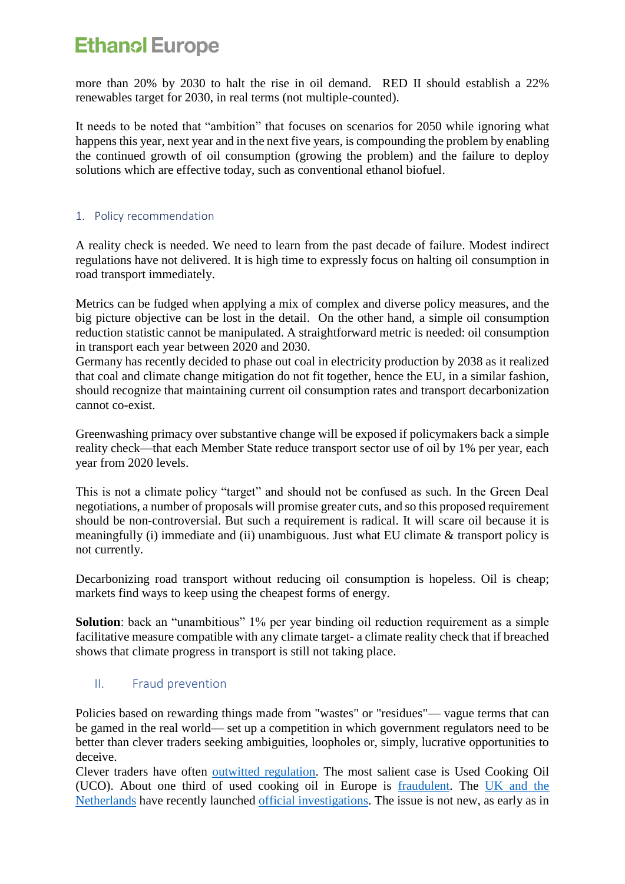more than 20% by 2030 to halt the rise in oil demand. RED II should establish a 22% renewables target for 2030, in real terms (not multiple-counted).

It needs to be noted that "ambition" that focuses on scenarios for 2050 while ignoring what happens this year, next year and in the next five years, is compounding the problem by enabling the continued growth of oil consumption (growing the problem) and the failure to deploy solutions which are effective today, such as conventional ethanol biofuel.

## 1. Policy recommendation

A reality check is needed. We need to learn from the past decade of failure. Modest indirect regulations have not delivered. It is high time to expressly focus on halting oil consumption in road transport immediately.

Metrics can be fudged when applying a mix of complex and diverse policy measures, and the big picture objective can be lost in the detail. On the other hand, a simple oil consumption reduction statistic cannot be manipulated. A straightforward metric is needed: oil consumption in transport each year between 2020 and 2030.
Germany has recently decided to phase out coal in electricity production by 2038 as it realized that coal and climate change mitigation do not fit together, hence the EU, in a similar fashion, should recognize that maintaining current oil consumption rates and transport decarbonization cannot co-exist.

Greenwashing primacy over substantive change will be exposed if policymakers back a simple reality check—that each Member State reduce transport sector use of oil by 1% per year, each year from 2020 levels.

This is not a climate policy "target" and should not be confused as such. In the Green Deal negotiations, a number of proposals will promise greater cuts, and so this proposed requirement should be non-controversial. But such a requirement is radical. It will scare oil because it is meaningfully (i) immediate and (ii) unambiguous. Just what EU climate & transport policy is not currently.

Decarbonizing road transport without reducing oil consumption is hopeless. Oil is cheap; markets find ways to keep using the cheapest forms of energy.

**Solution**: back an "unambitious" 1% per year binding oil reduction requirement as a simple facilitative measure compatible with any climate target- a climate reality check that if breached shows that climate progress in transport is still not taking place.

## II. Fraud prevention

Policies based on rewarding things made from "wastes" or "residues"— vague terms that can be gamed in the real world— set up a competition in which government regulators need to be better than clever traders seeking ambiguities, loopholes or, simply, lucrative opportunities to deceive.
Clever traders have often outwitted regulation. The most salient case is Used Cooking Oil (UCO). About one third of used cooking oil in Europe is fraudulent. The UK and the Netherlands have recently launched official investigations. The issue is not new, as early as in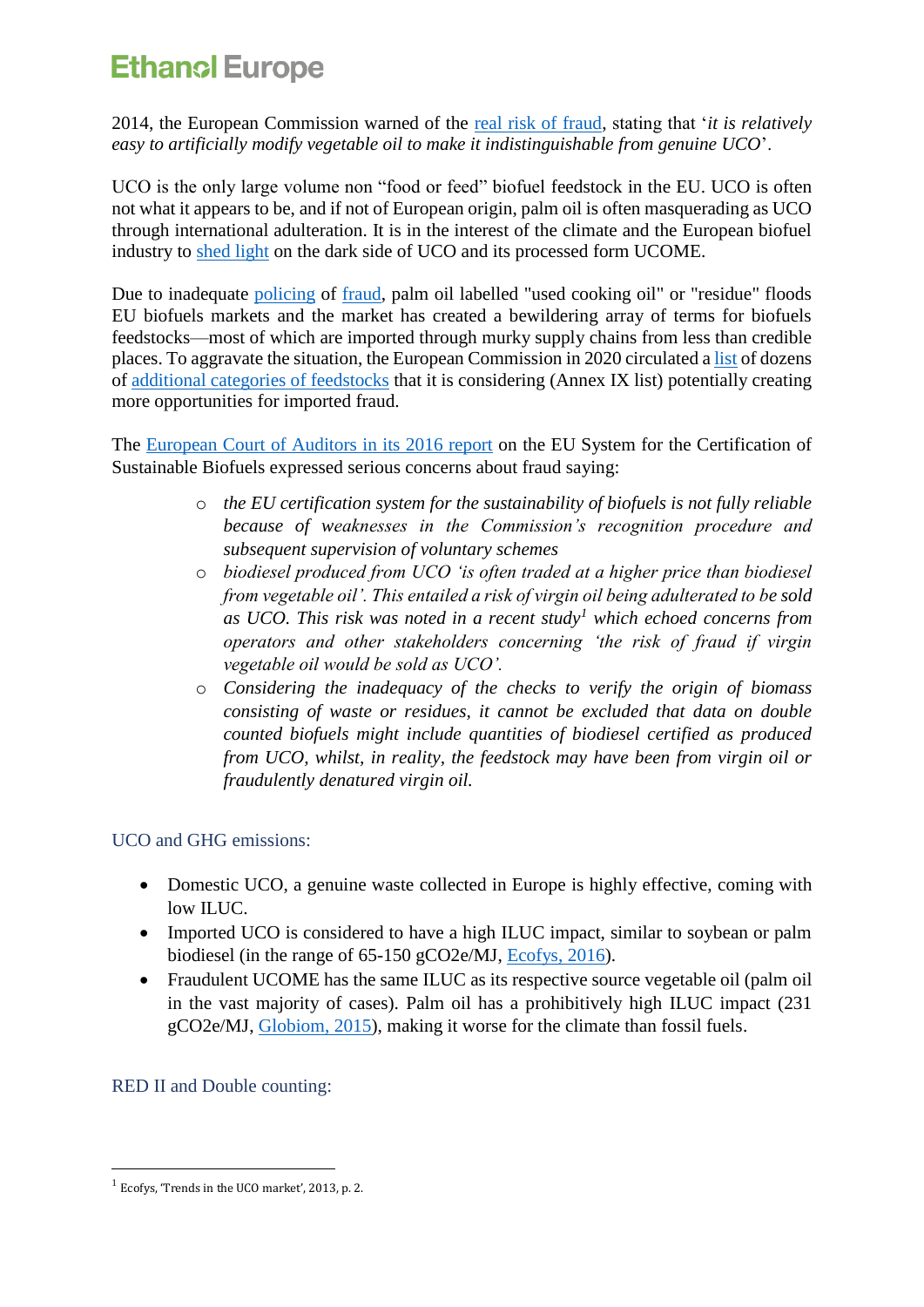2014, the European Commission warned of the real risk of fraud, stating that '*it is relatively easy to artificially modify vegetable oil to make it indistinguishable from genuine UCO*'.

UCO is the only large volume non "food or feed" biofuel feedstock in the EU. UCO is often not what it appears to be, and if not of European origin, palm oil is often masquerading as UCO through international adulteration. It is in the interest of the climate and the European biofuel industry to shed light on the dark side of UCO and its processed form UCOME.

Due to inadequate policing of fraud, palm oil labelled "used cooking oil" or "residue" floods EU biofuels markets and the market has created a bewildering array of terms for biofuels feedstocks—most of which are imported through murky supply chains from less than credible places. To aggravate the situation, the European Commission in 2020 circulated a list of dozens of additional categories of feedstocks that it is considering (Annex IX list) potentially creating more opportunities for imported fraud.

The European Court of Auditors in its 2016 report on the EU System for the Certification of Sustainable Biofuels expressed serious concerns about fraud saying:

- *the EU certification system for the sustainability of biofuels is not fully reliable because of weaknesses in the Commission's recognition procedure and subsequent supervision of voluntary schemes*
- *biodiesel produced from UCO 'is often traded at a higher price than biodiesel from vegetable oil'. This entailed a risk of virgin oil being adulterated to be sold as UCO. This risk was noted in a recent study*[1] *which echoed concerns from operators and other stakeholders concerning 'the risk of fraud if virgin vegetable oil would be sold as UCO'.*
- *Considering the inadequacy of the checks to verify the origin of biomass consisting of waste or residues, it cannot be excluded that data on double counted biofuels might include quantities of biodiesel certified as produced from UCO, whilst, in reality, the feedstock may have been from virgin oil or fraudulently denatured virgin oil.*

### UCO and GHG emissions:

- Domestic UCO, a genuine waste collected in Europe is highly effective, coming with low ILUC.
- Imported UCO is considered to have a high ILUC impact, similar to soybean or palm biodiesel (in the range of 65-150 gCO2e/MJ, Ecofys, 2016).
- Fraudulent UCOME has the same ILUC as its respective source vegetable oil (palm oil in the vast majority of cases). Palm oil has a prohibitively high ILUC impact (231 gCO2e/MJ, Globiom, 2015), making it worse for the climate than fossil fuels.

### RED II and Double counting:

[1] Ecofys, 'Trends in the UCO market', 2013, p. 2.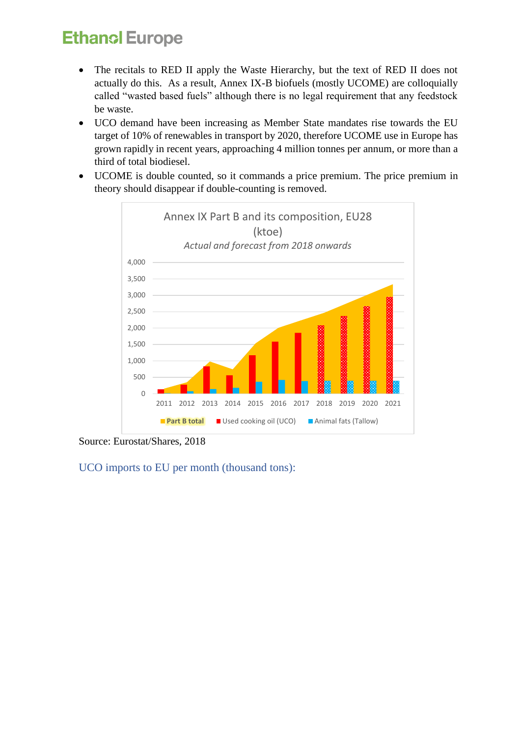- The recitals to RED II apply the Waste Hierarchy, but the text of RED II does not actually do this. As a result, Annex IX-B biofuels (mostly UCOME) are colloquially called "wasted based fuels" although there is no legal requirement that any feedstock be waste.
- UCO demand have been increasing as Member State mandates rise towards the EU target of 10% of renewables in transport by 2020, therefore UCOME use in Europe has grown rapidly in recent years, approaching 4 million tonnes per annum, or more than a third of total biodiesel.
- UCOME is double counted, so it commands a price premium. The price premium in theory should disappear if double-counting is removed.

Annex IX Part B and its composition, EU28 (ktoe)

*Actual and forecast from 2018 onwards*

Source: Eurostat/Shares, 2018

UCO imports to EU per month (thousand tons):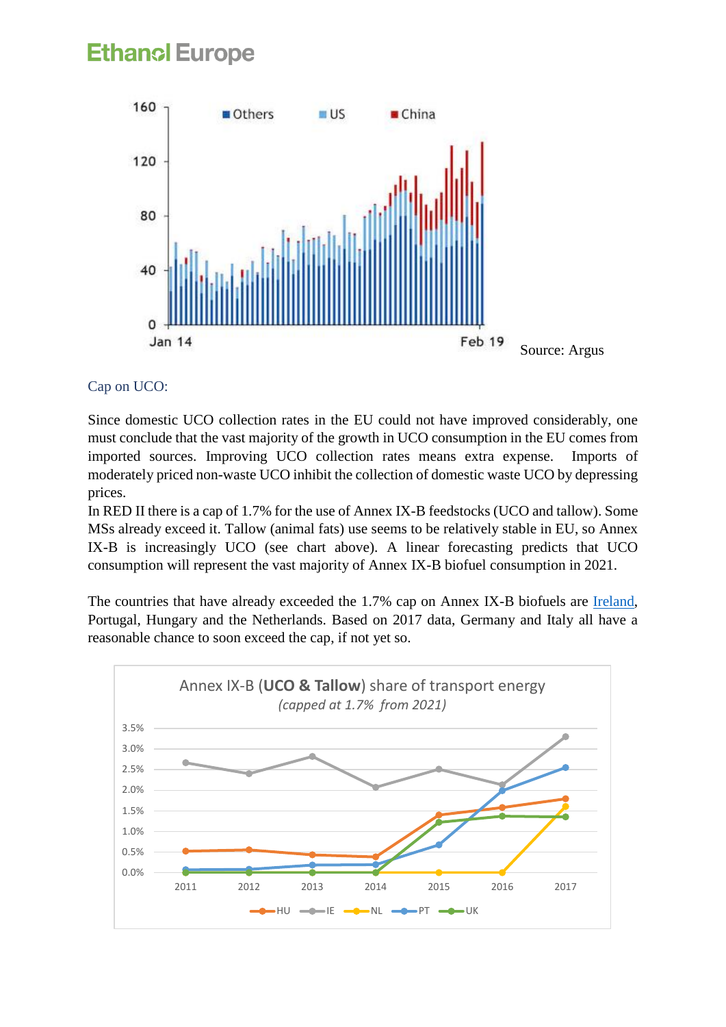Source: Argus

## Cap on UCO:

Since domestic UCO collection rates in the EU could not have improved considerably, one must conclude that the vast majority of the growth in UCO consumption in the EU comes from imported sources. Improving UCO collection rates means extra expense. Imports of moderately priced non-waste UCO inhibit the collection of domestic waste UCO by depressing prices.

In RED II there is a cap of 1.7% for the use of Annex IX-B feedstocks (UCO and tallow). Some MSs already exceed it. Tallow (animal fats) use seems to be relatively stable in EU, so Annex IX-B is increasingly UCO (see chart above). A linear forecasting predicts that UCO consumption will represent the vast majority of Annex IX-B biofuel consumption in 2021.

The countries that have already exceeded the 1.7% cap on Annex IX-B biofuels are Ireland, Portugal, Hungary and the Netherlands. Based on 2017 data, Germany and Italy all have a reasonable chance to soon exceed the cap, if not yet so.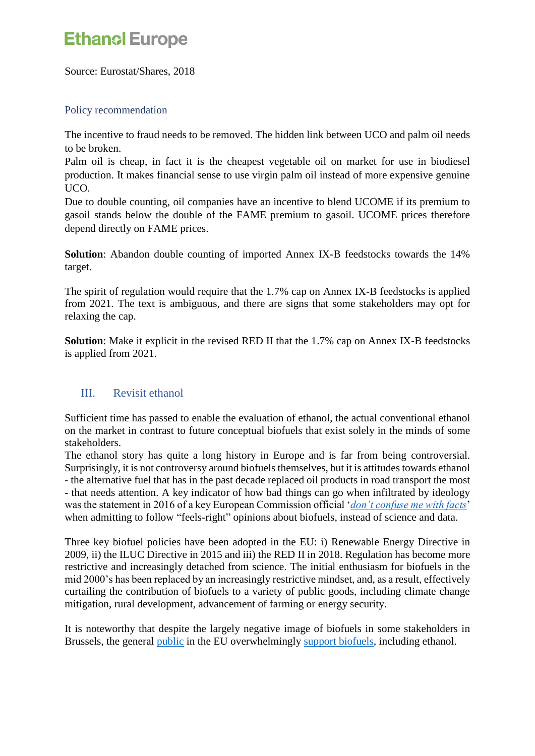Source: Eurostat/Shares, 2018

### Policy recommendation

The incentive to fraud needs to be removed. The hidden link between UCO and palm oil needs to be broken.
Palm oil is cheap, in fact it is the cheapest vegetable oil on market for use in biodiesel production. It makes financial sense to use virgin palm oil instead of more expensive genuine UCO.
Due to double counting, oil companies have an incentive to blend UCOME if its premium to gasoil stands below the double of the FAME premium to gasoil. UCOME prices therefore depend directly on FAME prices.

**Solution**: Abandon double counting of imported Annex IX-B feedstocks towards the 14% target.

The spirit of regulation would require that the 1.7% cap on Annex IX-B feedstocks is applied from 2021. The text is ambiguous, and there are signs that some stakeholders may opt for relaxing the cap.

**Solution**: Make it explicit in the revised RED II that the 1.7% cap on Annex IX-B feedstocks is applied from 2021.

## III. Revisit ethanol

Sufficient time has passed to enable the evaluation of ethanol, the actual conventional ethanol on the market in contrast to future conceptual biofuels that exist solely in the minds of some stakeholders.
The ethanol story has quite a long history in Europe and is far from being controversial. Surprisingly, it is not controversy around biofuels themselves, but it is attitudes towards ethanol - the alternative fuel that has in the past decade replaced oil products in road transport the most - that needs attention. A key indicator of how bad things can go when infiltrated by ideology was the statement in 2016 of a key European Commission official '*don't confuse me with facts*' when admitting to follow "feels-right" opinions about biofuels, instead of science and data.

Three key biofuel policies have been adopted in the EU: i) Renewable Energy Directive in 2009, ii) the ILUC Directive in 2015 and iii) the RED II in 2018. Regulation has become more restrictive and increasingly detached from science. The initial enthusiasm for biofuels in the mid 2000's has been replaced by an increasingly restrictive mindset, and, as a result, effectively curtailing the contribution of biofuels to a variety of public goods, including climate change mitigation, rural development, advancement of farming or energy security.

It is noteworthy that despite the largely negative image of biofuels in some stakeholders in Brussels, the general public in the EU overwhelmingly support biofuels, including ethanol.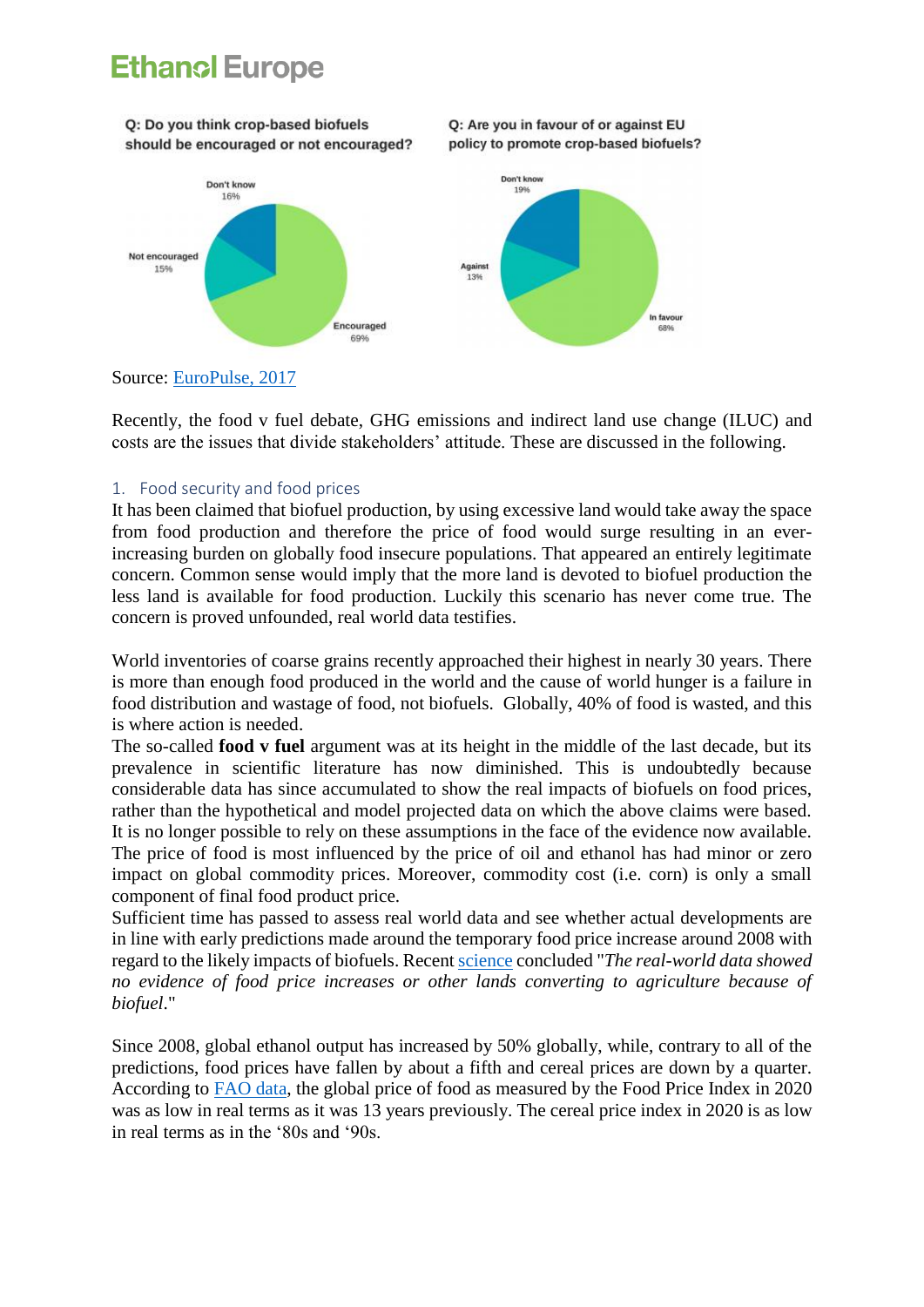Q: Do you think crop-based biofuels should be encouraged or not encouraged?

Don't know 16%
Not encouraged 15%
Encouraged 69%

Q: Are you in favour of or against EU policy to promote crop-based biofuels?

Don't know 19%
Against 13%
In favour 68%

Source: EuroPulse, 2017

Recently, the food v fuel debate, GHG emissions and indirect land use change (ILUC) and costs are the issues that divide stakeholders' attitude. These are discussed in the following.

## 1. Food security and food prices

It has been claimed that biofuel production, by using excessive land would take away the space from food production and therefore the price of food would surge resulting in an ever-increasing burden on globally food insecure populations. That appeared an entirely legitimate concern. Common sense would imply that the more land is devoted to biofuel production the less land is available for food production. Luckily this scenario has never come true. The concern is proved unfounded, real world data testifies.

World inventories of coarse grains recently approached their highest in nearly 30 years. There is more than enough food produced in the world and the cause of world hunger is a failure in food distribution and wastage of food, not biofuels. Globally, 40% of food is wasted, and this is where action is needed.

The so-called **food v fuel** argument was at its height in the middle of the last decade, but its prevalence in scientific literature has now diminished. This is undoubtedly because considerable data has since accumulated to show the real impacts of biofuels on food prices, rather than the hypothetical and model projected data on which the above claims were based. It is no longer possible to rely on these assumptions in the face of the evidence now available. The price of food is most influenced by the price of oil and ethanol has had minor or zero impact on global commodity prices. Moreover, commodity cost (i.e. corn) is only a small component of final food product price.

Sufficient time has passed to assess real world data and see whether actual developments are in line with early predictions made around the temporary food price increase around 2008 with regard to the likely impacts of biofuels. Recent science concluded "*The real-world data showed no evidence of food price increases or other lands converting to agriculture because of biofuel*."

Since 2008, global ethanol output has increased by 50% globally, while, contrary to all of the predictions, food prices have fallen by about a fifth and cereal prices are down by a quarter. According to FAO data, the global price of food as measured by the Food Price Index in 2020 was as low in real terms as it was 13 years previously. The cereal price index in 2020 is as low in real terms as in the '80s and '90s.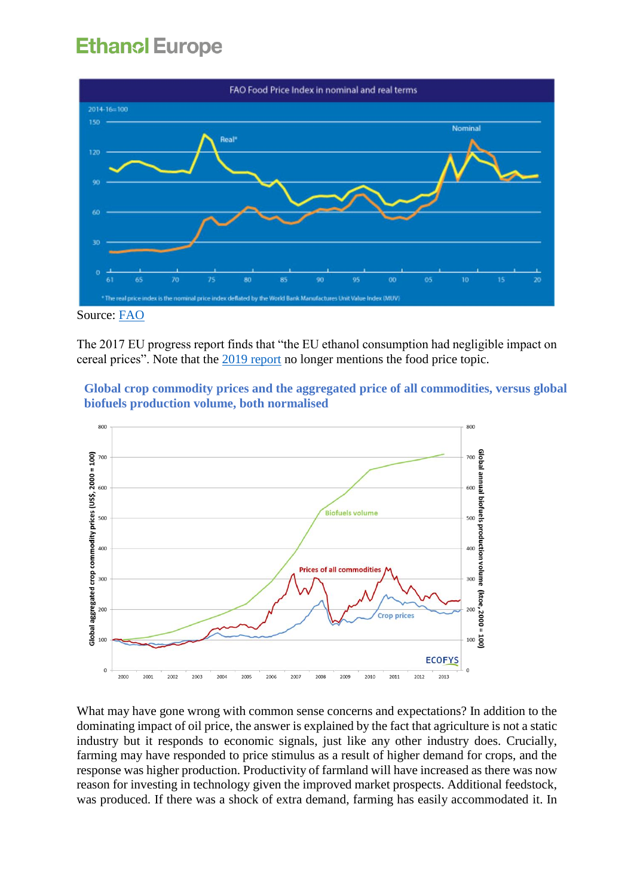Source: [FAO](#)

The 2017 EU progress report finds that "the EU ethanol consumption had negligible impact on cereal prices". Note that the [2019 report](#) no longer mentions the food price topic.

**Global crop commodity prices and the aggregated price of all commodities, versus global biofuels production volume, both normalised**

What may have gone wrong with common sense concerns and expectations? In addition to the dominating impact of oil price, the answer is explained by the fact that agriculture is not a static industry but it responds to economic signals, just like any other industry does. Crucially, farming may have responded to price stimulus as a result of higher demand for crops, and the response was higher production. Productivity of farmland will have increased as there was now reason for investing in technology given the improved market prospects. Additional feedstock, was produced. If there was a shock of extra demand, farming has easily accommodated it. In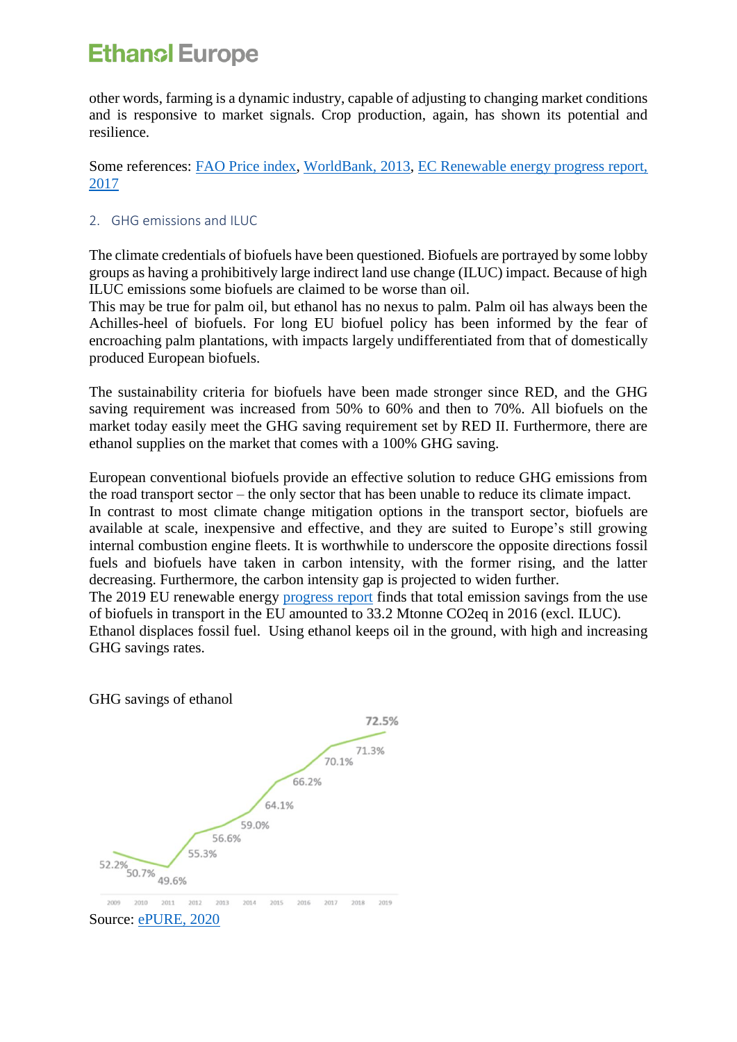other words, farming is a dynamic industry, capable of adjusting to changing market conditions and is responsive to market signals. Crop production, again, has shown its potential and resilience.

Some references: FAO Price index, WorldBank, 2013, EC Renewable energy progress report, 2017

## 2. GHG emissions and ILUC

The climate credentials of biofuels have been questioned. Biofuels are portrayed by some lobby groups as having a prohibitively large indirect land use change (ILUC) impact. Because of high ILUC emissions some biofuels are claimed to be worse than oil.

This may be true for palm oil, but ethanol has no nexus to palm. Palm oil has always been the Achilles-heel of biofuels. For long EU biofuel policy has been informed by the fear of encroaching palm plantations, with impacts largely undifferentiated from that of domestically produced European biofuels.

The sustainability criteria for biofuels have been made stronger since RED, and the GHG saving requirement was increased from 50% to 60% and then to 70%. All biofuels on the market today easily meet the GHG saving requirement set by RED II. Furthermore, there are ethanol supplies on the market that comes with a 100% GHG saving.

European conventional biofuels provide an effective solution to reduce GHG emissions from the road transport sector – the only sector that has been unable to reduce its climate impact.

In contrast to most climate change mitigation options in the transport sector, biofuels are available at scale, inexpensive and effective, and they are suited to Europe's still growing internal combustion engine fleets. It is worthwhile to underscore the opposite directions fossil fuels and biofuels have taken in carbon intensity, with the former rising, and the latter decreasing. Furthermore, the carbon intensity gap is projected to widen further.

The 2019 EU renewable energy progress report finds that total emission savings from the use of biofuels in transport in the EU amounted to 33.2 Mtonne $CO_2$eq in 2016 (excl. ILUC).

Ethanol displaces fossil fuel. Using ethanol keeps oil in the ground, with high and increasing GHG savings rates.

GHG savings of ethanol

| Year | 2009 | 2010 | 2011 | 2012 | 2013 | 2014 | 2015 | 2016 | 2017 | 2018 | 2019 |
|---|---|---|---|---|---|---|---|---|---|---|---|
| GHG savings | 52.2% | 50.7% | 49.6% | 55.3% | 56.6% | 59.0% | 64.1% | 66.2% | 70.1% | 71.3% | 72.5% |

Source: ePURE, 2020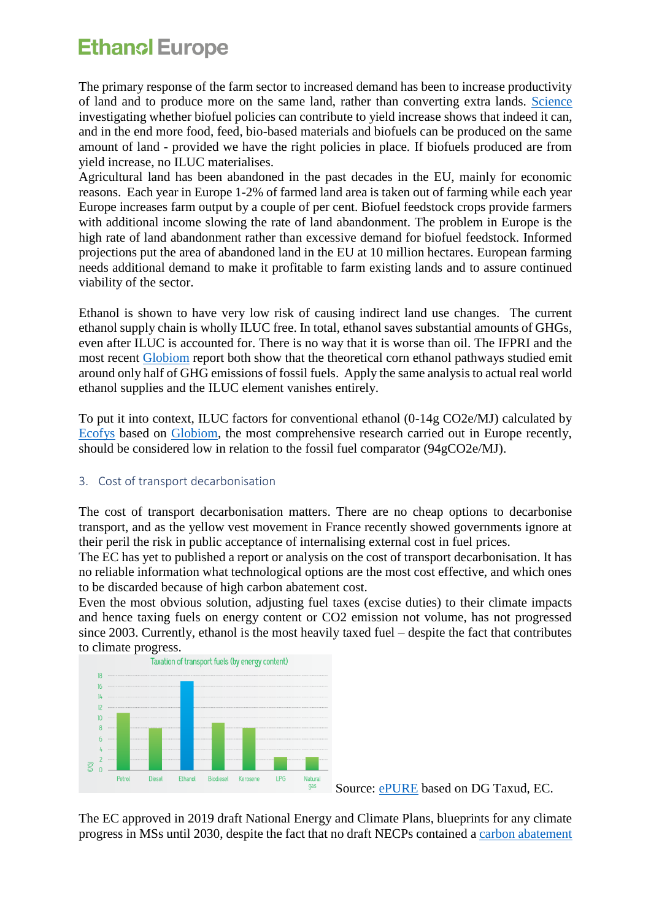The primary response of the farm sector to increased demand has been to increase productivity of land and to produce more on the same land, rather than converting extra lands. [Science](#) investigating whether biofuel policies can contribute to yield increase shows that indeed it can, and in the end more food, feed, bio-based materials and biofuels can be produced on the same amount of land - provided we have the right policies in place. If biofuels produced are from yield increase, no ILUC materialises.

Agricultural land has been abandoned in the past decades in the EU, mainly for economic reasons. Each year in Europe 1-2% of farmed land area is taken out of farming while each year Europe increases farm output by a couple of per cent. Biofuel feedstock crops provide farmers with additional income slowing the rate of land abandonment. The problem in Europe is the high rate of land abandonment rather than excessive demand for biofuel feedstock. Informed projections put the area of abandoned land in the EU at 10 million hectares. European farming needs additional demand to make it profitable to farm existing lands and to assure continued viability of the sector.

Ethanol is shown to have very low risk of causing indirect land use changes. The current ethanol supply chain is wholly ILUC free. In total, ethanol saves substantial amounts of GHGs, even after ILUC is accounted for. There is no way that it is worse than oil. The IFPRI and the most recent [Globiom](#) report both show that the theoretical corn ethanol pathways studied emit around only half of GHG emissions of fossil fuels. Apply the same analysis to actual real world ethanol supplies and the ILUC element vanishes entirely.

To put it into context, ILUC factors for conventional ethanol (0-14g CO2e/MJ) calculated by [Ecofys](#) based on [Globiom](#), the most comprehensive research carried out in Europe recently, should be considered low in relation to the fossil fuel comparator (94gCO2e/MJ).

### 3. Cost of transport decarbonisation

The cost of transport decarbonisation matters. There are no cheap options to decarbonise transport, and as the yellow vest movement in France recently showed governments ignore at their peril the risk in public acceptance of internalising external cost in fuel prices.

The EC has yet to published a report or analysis on the cost of transport decarbonisation. It has no reliable information what technological options are the most cost effective, and which ones to be discarded because of high carbon abatement cost.

Even the most obvious solution, adjusting fuel taxes (excise duties) to their climate impacts and hence taxing fuels on energy content or CO2 emission not volume, has not progressed since 2003. Currently, ethanol is the most heavily taxed fuel – despite the fact that contributes to climate progress.

**Taxation of transport fuels (by energy content)** (€/GJ)

| Fuel | €/GJ (approx.) |
|---|---|
| Petrol | 11 |
| Diesel | 8 |
| Ethanol | 17 |
| Biodiesel | 9 |
| Kerosene | 8 |
| LPG | 2.5 |
| Natural gas | 2.5 |

Source: [ePURE](#) based on DG Taxud, EC.

The EC approved in 2019 draft National Energy and Climate Plans, blueprints for any climate progress in MSs until 2030, despite the fact that no draft NECPs contained a [carbon abatement](#)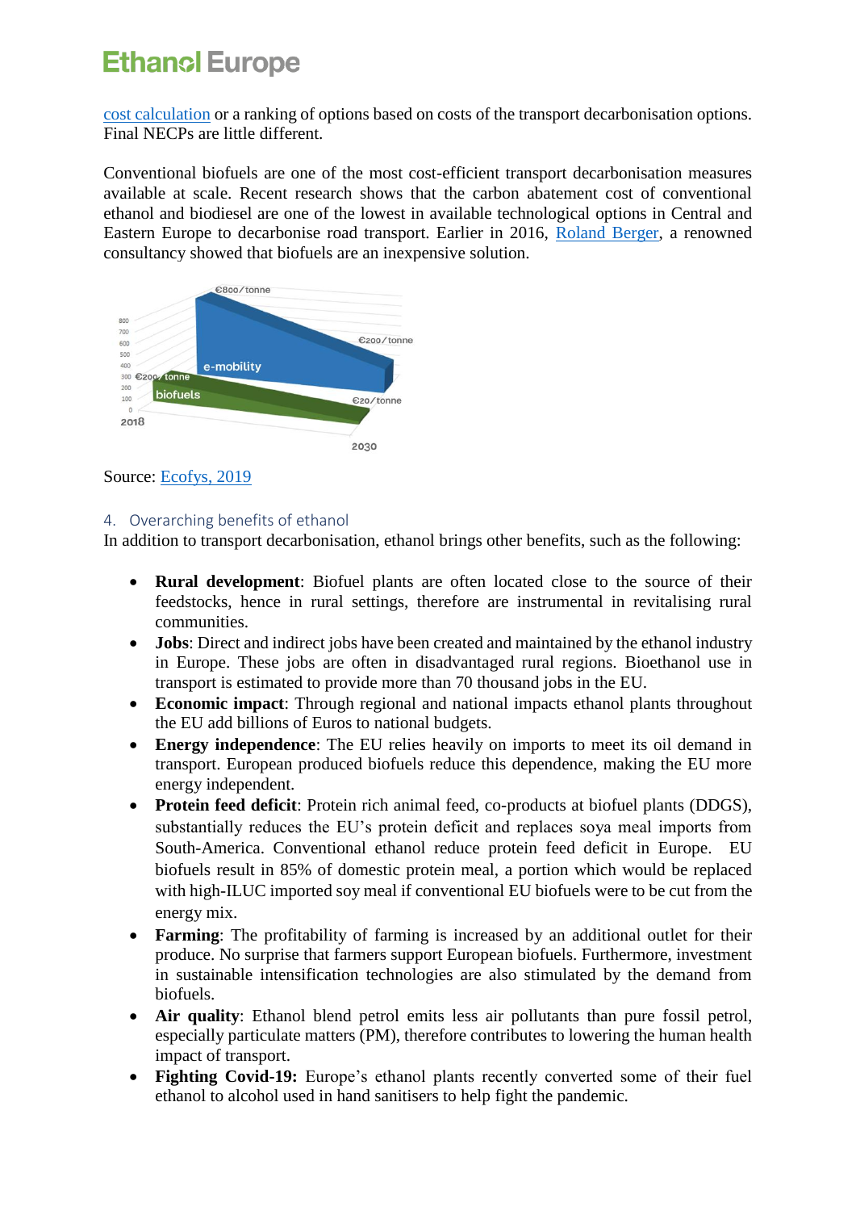cost calculation or a ranking of options based on costs of the transport decarbonisation options. Final NECPs are little different.

Conventional biofuels are one of the most cost-efficient transport decarbonisation measures available at scale. Recent research shows that the carbon abatement cost of conventional ethanol and biodiesel are one of the lowest in available technological options in Central and Eastern Europe to decarbonise road transport. Earlier in 2016, Roland Berger, a renowned consultancy showed that biofuels are an inexpensive solution.

Source: Ecofys, 2019

## 4. Overarching benefits of ethanol

In addition to transport decarbonisation, ethanol brings other benefits, such as the following:

- **Rural development**: Biofuel plants are often located close to the source of their feedstocks, hence in rural settings, therefore are instrumental in revitalising rural communities.
- **Jobs**: Direct and indirect jobs have been created and maintained by the ethanol industry in Europe. These jobs are often in disadvantaged rural regions. Bioethanol use in transport is estimated to provide more than 70 thousand jobs in the EU.
- **Economic impact**: Through regional and national impacts ethanol plants throughout the EU add billions of Euros to national budgets.
- **Energy independence**: The EU relies heavily on imports to meet its oil demand in transport. European produced biofuels reduce this dependence, making the EU more energy independent.
- **Protein feed deficit**: Protein rich animal feed, co-products at biofuel plants (DDGS), substantially reduces the EU's protein deficit and replaces soya meal imports from South-America. Conventional ethanol reduce protein feed deficit in Europe. EU biofuels result in 85% of domestic protein meal, a portion which would be replaced with high-ILUC imported soy meal if conventional EU biofuels were to be cut from the energy mix.
- **Farming**: The profitability of farming is increased by an additional outlet for their produce. No surprise that farmers support European biofuels. Furthermore, investment in sustainable intensification technologies are also stimulated by the demand from biofuels.
- **Air quality**: Ethanol blend petrol emits less air pollutants than pure fossil petrol, especially particulate matters (PM), therefore contributes to lowering the human health impact of transport.
- **Fighting Covid-19:** Europe's ethanol plants recently converted some of their fuel ethanol to alcohol used in hand sanitisers to help fight the pandemic.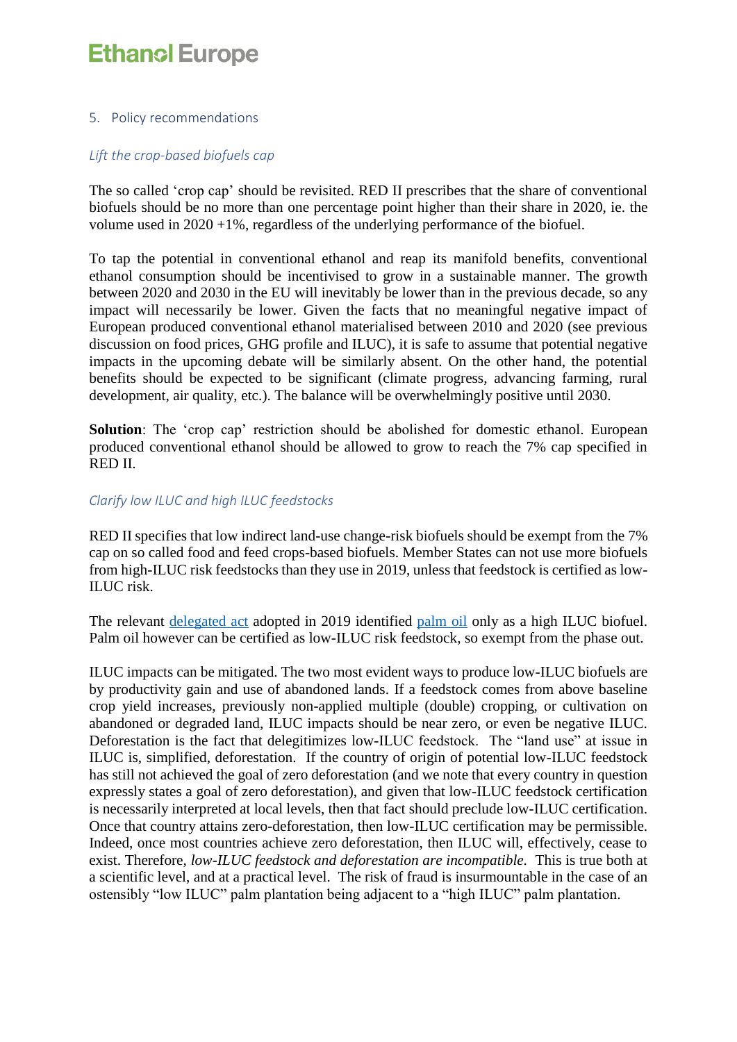## 5. Policy recommendations

### *Lift the crop-based biofuels cap*

The so called 'crop cap' should be revisited. RED II prescribes that the share of conventional biofuels should be no more than one percentage point higher than their share in 2020, ie. the volume used in 2020 +1%, regardless of the underlying performance of the biofuel.

To tap the potential in conventional ethanol and reap its manifold benefits, conventional ethanol consumption should be incentivised to grow in a sustainable manner. The growth between 2020 and 2030 in the EU will inevitably be lower than in the previous decade, so any impact will necessarily be lower. Given the facts that no meaningful negative impact of European produced conventional ethanol materialised between 2010 and 2020 (see previous discussion on food prices, GHG profile and ILUC), it is safe to assume that potential negative impacts in the upcoming debate will be similarly absent. On the other hand, the potential benefits should be expected to be significant (climate progress, advancing farming, rural development, air quality, etc.). The balance will be overwhelmingly positive until 2030.

**Solution**: The 'crop cap' restriction should be abolished for domestic ethanol. European produced conventional ethanol should be allowed to grow to reach the 7% cap specified in RED II.

### *Clarify low ILUC and high ILUC feedstocks*

RED II specifies that low indirect land-use change-risk biofuels should be exempt from the 7% cap on so called food and feed crops-based biofuels. Member States can not use more biofuels from high-ILUC risk feedstocks than they use in 2019, unless that feedstock is certified as low-ILUC risk.

The relevant delegated act adopted in 2019 identified palm oil only as a high ILUC biofuel. Palm oil however can be certified as low-ILUC risk feedstock, so exempt from the phase out.

ILUC impacts can be mitigated. The two most evident ways to produce low-ILUC biofuels are by productivity gain and use of abandoned lands. If a feedstock comes from above baseline crop yield increases, previously non-applied multiple (double) cropping, or cultivation on abandoned or degraded land, ILUC impacts should be near zero, or even be negative ILUC. Deforestation is the fact that delegitimizes low-ILUC feedstock. The "land use" at issue in ILUC is, simplified, deforestation. If the country of origin of potential low-ILUC feedstock has still not achieved the goal of zero deforestation (and we note that every country in question expressly states a goal of zero deforestation), and given that low-ILUC feedstock certification is necessarily interpreted at local levels, then that fact should preclude low-ILUC certification. Once that country attains zero-deforestation, then low-ILUC certification may be permissible. Indeed, once most countries achieve zero deforestation, then ILUC will, effectively, cease to exist. Therefore, *low-ILUC feedstock and deforestation are incompatible*. This is true both at a scientific level, and at a practical level. The risk of fraud is insurmountable in the case of an ostensibly "low ILUC" palm plantation being adjacent to a "high ILUC" palm plantation.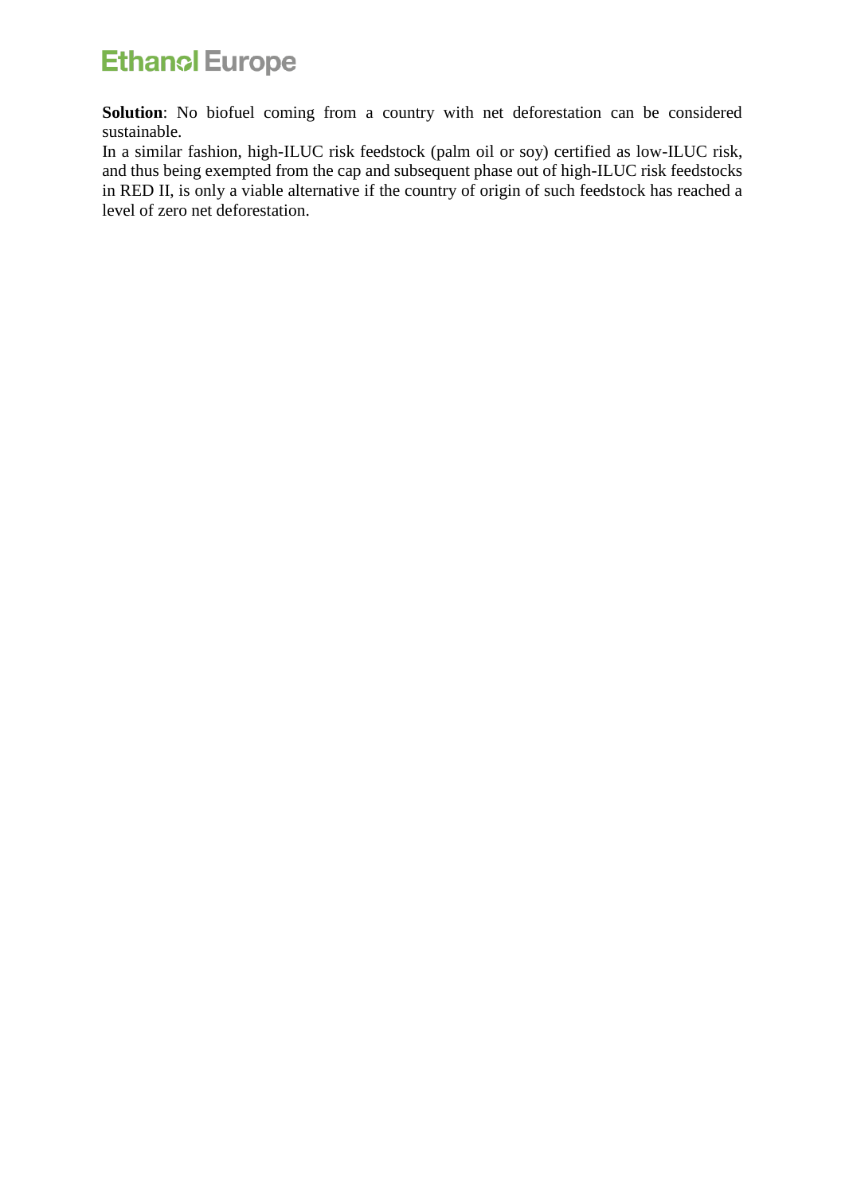**Solution**: No biofuel coming from a country with net deforestation can be considered sustainable.
In a similar fashion, high-ILUC risk feedstock (palm oil or soy) certified as low-ILUC risk, and thus being exempted from the cap and subsequent phase out of high-ILUC risk feedstocks in RED II, is only a viable alternative if the country of origin of such feedstock has reached a level of zero net deforestation.